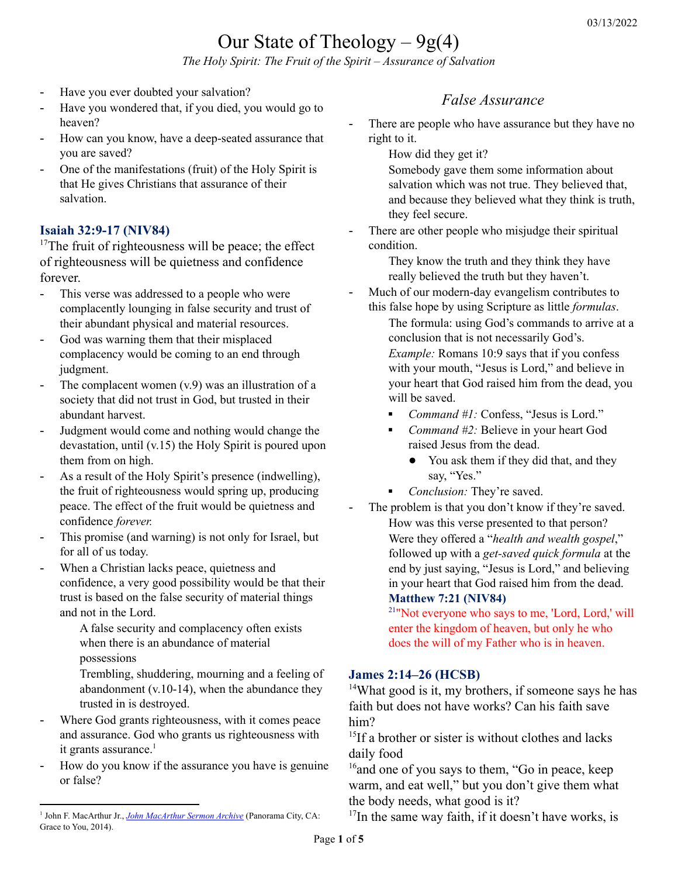# Our State of Theology – 9g(4)

*The Holy Spirit: The Fruit of the Spirit – Assurance of Salvation*

03/13/2022

- Have you ever doubted your salvation?
- Have you wondered that, if you died, you would go to heaven?
- How can you know, have a deep-seated assurance that you are saved?
- One of the manifestations (fruit) of the Holy Spirit is that He gives Christians that assurance of their salvation.

### Isaiah 32:9-17 (NIV84)

[17]The fruit of righteousness will be peace; the effect of righteousness will be quietness and confidence forever.

- This verse was addressed to a people who were complacently lounging in false security and trust of their abundant physical and material resources.
- God was warning them that their misplaced complacency would be coming to an end through judgment.
- The complacent women (v.9) was an illustration of a society that did not trust in God, but trusted in their abundant harvest.
- Judgment would come and nothing would change the devastation, until (v.15) the Holy Spirit is poured upon them from on high.
- As a result of the Holy Spirit's presence (indwelling), the fruit of righteousness would spring up, producing peace. The effect of the fruit would be quietness and confidence *forever.*
- This promise (and warning) is not only for Israel, but for all of us today.
- When a Christian lacks peace, quietness and confidence, a very good possibility would be that their trust is based on the false security of material things and not in the Lord.

  A false security and complacency often exists when there is an abundance of material possessions

  Trembling, shuddering, mourning and a feeling of abandonment (v.10-14), when the abundance they trusted in is destroyed.
- Where God grants righteousness, with it comes peace and assurance. God who grants us righteousness with it grants assurance.[1]
- How do you know if the assurance you have is genuine or false?

## *False Assurance*

- There are people who have assurance but they have no right to it.

  How did they get it?

  Somebody gave them some information about salvation which was not true. They believed that, and because they believed what they think is truth, they feel secure.
- There are other people who misjudge their spiritual condition.

  They know the truth and they think they have really believed the truth but they haven't.
- Much of our modern-day evangelism contributes to this false hope by using Scripture as little *formulas*.

  The formula: using God's commands to arrive at a conclusion that is not necessarily God's.

  *Example:* Romans 10:9 says that if you confess with your mouth, "Jesus is Lord," and believe in your heart that God raised him from the dead, you will be saved.
  - *Command #1:* Confess, "Jesus is Lord."
  - *Command #2:* Believe in your heart God raised Jesus from the dead.
    - You ask them if they did that, and they say, "Yes."
  - *Conclusion:* They're saved.
- The problem is that you don't know if they're saved.

  How was this verse presented to that person?

  Were they offered a "*health and wealth gospel*," followed up with a *get-saved quick formula* at the end by just saying, "Jesus is Lord," and believing in your heart that God raised him from the dead.

  **Matthew 7:21 (NIV84)**

  [21]"Not everyone who says to me, 'Lord, Lord,' will enter the kingdom of heaven, but only he who does the will of my Father who is in heaven.

### James 2:14–26 (HCSB)

[14]What good is it, my brothers, if someone says he has faith but does not have works? Can his faith save him?

[15]If a brother or sister is without clothes and lacks daily food

[16]and one of you says to them, "Go in peace, keep warm, and eat well," but you don't give them what the body needs, what good is it?

[17]In the same way faith, if it doesn't have works, is

---

[1] John F. MacArthur Jr., *John MacArthur Sermon Archive* (Panorama City, CA: Grace to You, 2014).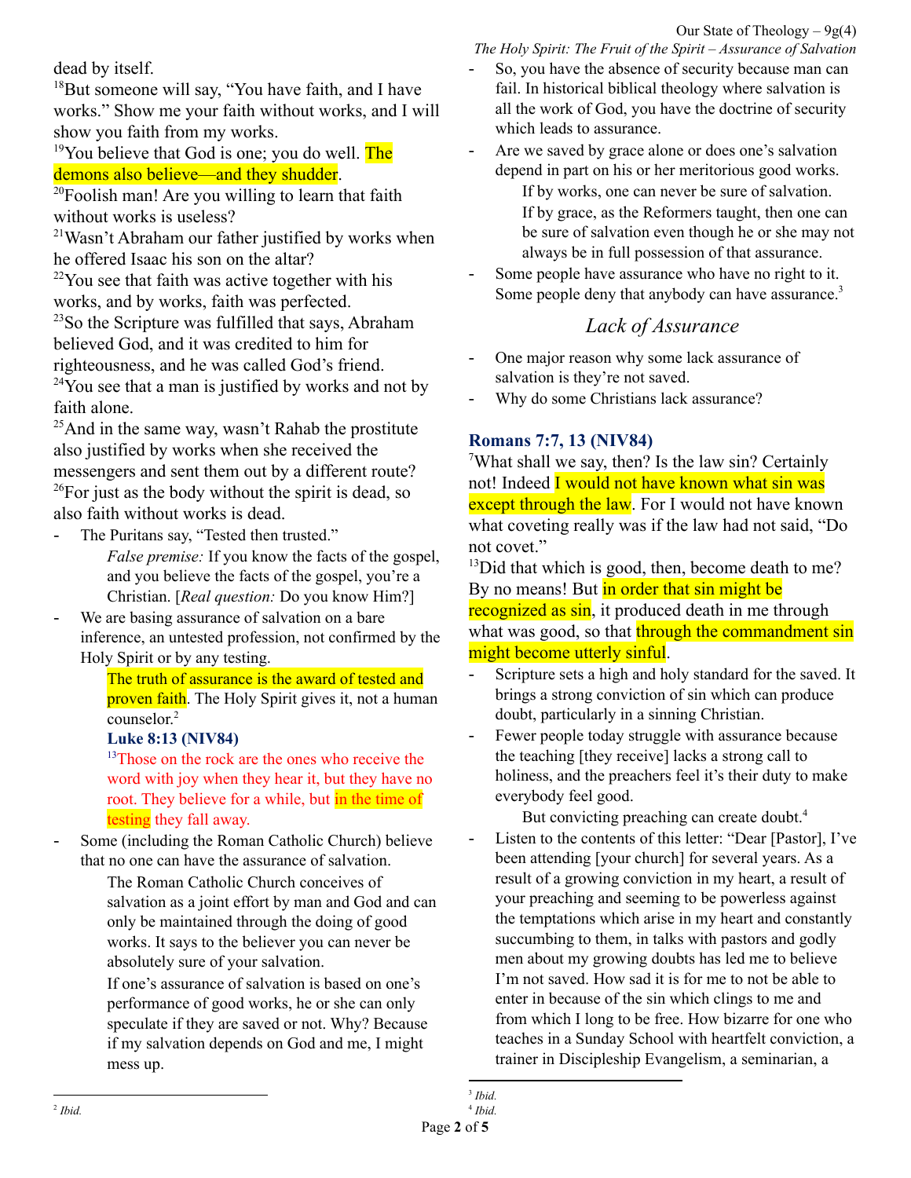dead by itself.

[18]But someone will say, "You have faith, and I have works." Show me your faith without works, and I will show you faith from my works.

[19]You believe that God is one; you do well. The demons also believe—and they shudder.

[20]Foolish man! Are you willing to learn that faith without works is useless?

[21]Wasn't Abraham our father justified by works when he offered Isaac his son on the altar?

[22]You see that faith was active together with his works, and by works, faith was perfected.

[23]So the Scripture was fulfilled that says, Abraham believed God, and it was credited to him for righteousness, and he was called God's friend.

[24]You see that a man is justified by works and not by faith alone.

[25]And in the same way, wasn't Rahab the prostitute also justified by works when she received the messengers and sent them out by a different route?

[26]For just as the body without the spirit is dead, so also faith without works is dead.

- The Puritans say, "Tested then trusted."

  *False premise:* If you know the facts of the gospel, and you believe the facts of the gospel, you're a Christian. [*Real question:* Do you know Him?]

- We are basing assurance of salvation on a bare inference, an untested profession, not confirmed by the Holy Spirit or by any testing.

  The truth of assurance is the award of tested and proven faith. The Holy Spirit gives it, not a human counselor.[2]

  **Luke 8:13 (NIV84)**

  [13]Those on the rock are the ones who receive the word with joy when they hear it, but they have no root. They believe for a while, but in the time of testing they fall away.

- Some (including the Roman Catholic Church) believe that no one can have the assurance of salvation.

  The Roman Catholic Church conceives of salvation as a joint effort by man and God and can only be maintained through the doing of good works. It says to the believer you can never be absolutely sure of your salvation.

  If one's assurance of salvation is based on one's performance of good works, he or she can only speculate if they are saved or not. Why? Because if my salvation depends on God and me, I might mess up.

- So, you have the absence of security because man can fail. In historical biblical theology where salvation is all the work of God, you have the doctrine of security which leads to assurance.

- Are we saved by grace alone or does one's salvation depend in part on his or her meritorious good works.

  If by works, one can never be sure of salvation.

  If by grace, as the Reformers taught, then one can be sure of salvation even though he or she may not always be in full possession of that assurance.

- Some people have assurance who have no right to it. Some people deny that anybody can have assurance.[3]

## *Lack of Assurance*

- One major reason why some lack assurance of salvation is they're not saved.
- Why do some Christians lack assurance?

**Romans 7:7, 13 (NIV84)**

[7]What shall we say, then? Is the law sin? Certainly not! Indeed I would not have known what sin was except through the law. For I would not have known what coveting really was if the law had not said, "Do not covet."

[13]Did that which is good, then, become death to me? By no means! But in order that sin might be recognized as sin, it produced death in me through what was good, so that through the commandment sin might become utterly sinful.

- Scripture sets a high and holy standard for the saved. It brings a strong conviction of sin which can produce doubt, particularly in a sinning Christian.
- Fewer people today struggle with assurance because the teaching [they receive] lacks a strong call to holiness, and the preachers feel it's their duty to make everybody feel good.

  But convicting preaching can create doubt.[4]

- Listen to the contents of this letter: "Dear [Pastor], I've been attending [your church] for several years. As a result of a growing conviction in my heart, a result of your preaching and seeming to be powerless against the temptations which arise in my heart and constantly succumbing to them, in talks with pastors and godly men about my growing doubts has led me to believe I'm not saved. How sad it is for me to not be able to enter in because of the sin which clings to me and from which I long to be free. How bizarre for one who teaches in a Sunday School with heartfelt conviction, a trainer in Discipleship Evangelism, a seminarian, a

---

[2] *Ibid.*

[3] *Ibid.*

[4] *Ibid.*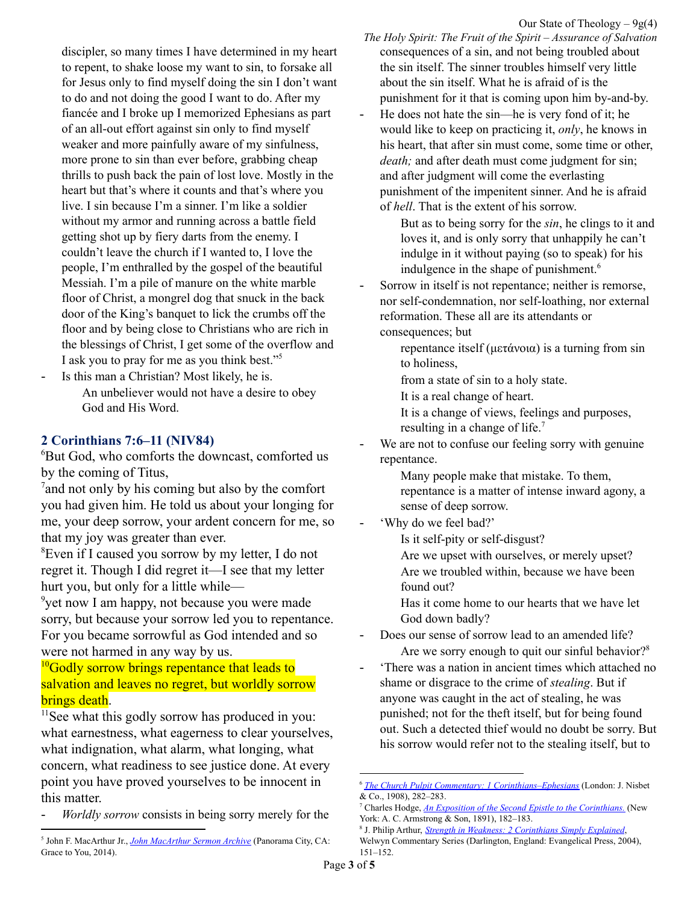discipler, so many times I have determined in my heart to repent, to shake loose my want to sin, to forsake all for Jesus only to find myself doing the sin I don't want to do and not doing the good I want to do. After my fiancée and I broke up I memorized Ephesians as part of an all-out effort against sin only to find myself weaker and more painfully aware of my sinfulness, more prone to sin than ever before, grabbing cheap thrills to push back the pain of lost love. Mostly in the heart but that's where it counts and that's where you live. I sin because I'm a sinner. I'm like a soldier without my armor and running across a battle field getting shot up by fiery darts from the enemy. I couldn't leave the church if I wanted to, I love the people, I'm enthralled by the gospel of the beautiful Messiah. I'm a pile of manure on the white marble floor of Christ, a mongrel dog that snuck in the back door of the King's banquet to lick the crumbs off the floor and by being close to Christians who are rich in the blessings of Christ, I get some of the overflow and I ask you to pray for me as you think best."[5]

- Is this man a Christian? Most likely, he is.
  - An unbeliever would not have a desire to obey God and His Word.

## 2 Corinthians 7:6–11 (NIV84)

[6]But God, who comforts the downcast, comforted us by the coming of Titus,

[7]and not only by his coming but also by the comfort you had given him. He told us about your longing for me, your deep sorrow, your ardent concern for me, so that my joy was greater than ever.

[8]Even if I caused you sorrow by my letter, I do not regret it. Though I did regret it—I see that my letter hurt you, but only for a little while—

[9]yet now I am happy, not because you were made sorry, but because your sorrow led you to repentance. For you became sorrowful as God intended and so were not harmed in any way by us.

[10]Godly sorrow brings repentance that leads to salvation and leaves no regret, but worldly sorrow brings death.

[11]See what this godly sorrow has produced in you: what earnestness, what eagerness to clear yourselves, what indignation, what alarm, what longing, what concern, what readiness to see justice done. At every point you have proved yourselves to be innocent in this matter.

- *Worldly sorrow* consists in being sorry merely for the consequences of a sin, and not being troubled about the sin itself. The sinner troubles himself very little about the sin itself. What he is afraid of is the punishment for it that is coming upon him by-and-by.
- He does not hate the sin—he is very fond of it; he would like to keep on practicing it, *only*, he knows in his heart, that after sin must come, some time or other, *death;* and after death must come judgment for sin; and after judgment will come the everlasting punishment of the impenitent sinner. And he is afraid of *hell*. That is the extent of his sorrow.
  - But as to being sorry for the *sin*, he clings to it and loves it, and is only sorry that unhappily he can't indulge in it without paying (so to speak) for his indulgence in the shape of punishment.[6]
- Sorrow in itself is not repentance; neither is remorse, nor self-condemnation, nor self-loathing, nor external reformation. These all are its attendants or consequences; but
  - repentance itself (μετάνοια) is a turning from sin to holiness,
  - from a state of sin to a holy state.
  - It is a real change of heart.
  - It is a change of views, feelings and purposes, resulting in a change of life.[7]
- We are not to confuse our feeling sorry with genuine repentance.
  - Many people make that mistake. To them, repentance is a matter of intense inward agony, a sense of deep sorrow.
- 'Why do we feel bad?'
  - Is it self-pity or self-disgust?
  - Are we upset with ourselves, or merely upset?
  - Are we troubled within, because we have been found out?
  - Has it come home to our hearts that we have let God down badly?
- Does our sense of sorrow lead to an amended life?
  - Are we sorry enough to quit our sinful behavior?[8]
- 'There was a nation in ancient times which attached no shame or disgrace to the crime of *stealing*. But if anyone was caught in the act of stealing, he was punished; not for the theft itself, but for being found out. Such a detected thief would no doubt be sorry. But his sorrow would refer not to the stealing itself, but to

---

[5] John F. MacArthur Jr., *John MacArthur Sermon Archive* (Panorama City, CA: Grace to You, 2014).

[6] *The Church Pulpit Commentary: 1 Corinthians–Ephesians* (London: J. Nisbet & Co., 1908), 282–283.

[7] Charles Hodge, *An Exposition of the Second Epistle to the Corinthians.* (New York: A. C. Armstrong & Son, 1891), 182–183.

[8] J. Philip Arthur, *Strength in Weakness: 2 Corinthians Simply Explained*, Welwyn Commentary Series (Darlington, England: Evangelical Press, 2004), 151–152.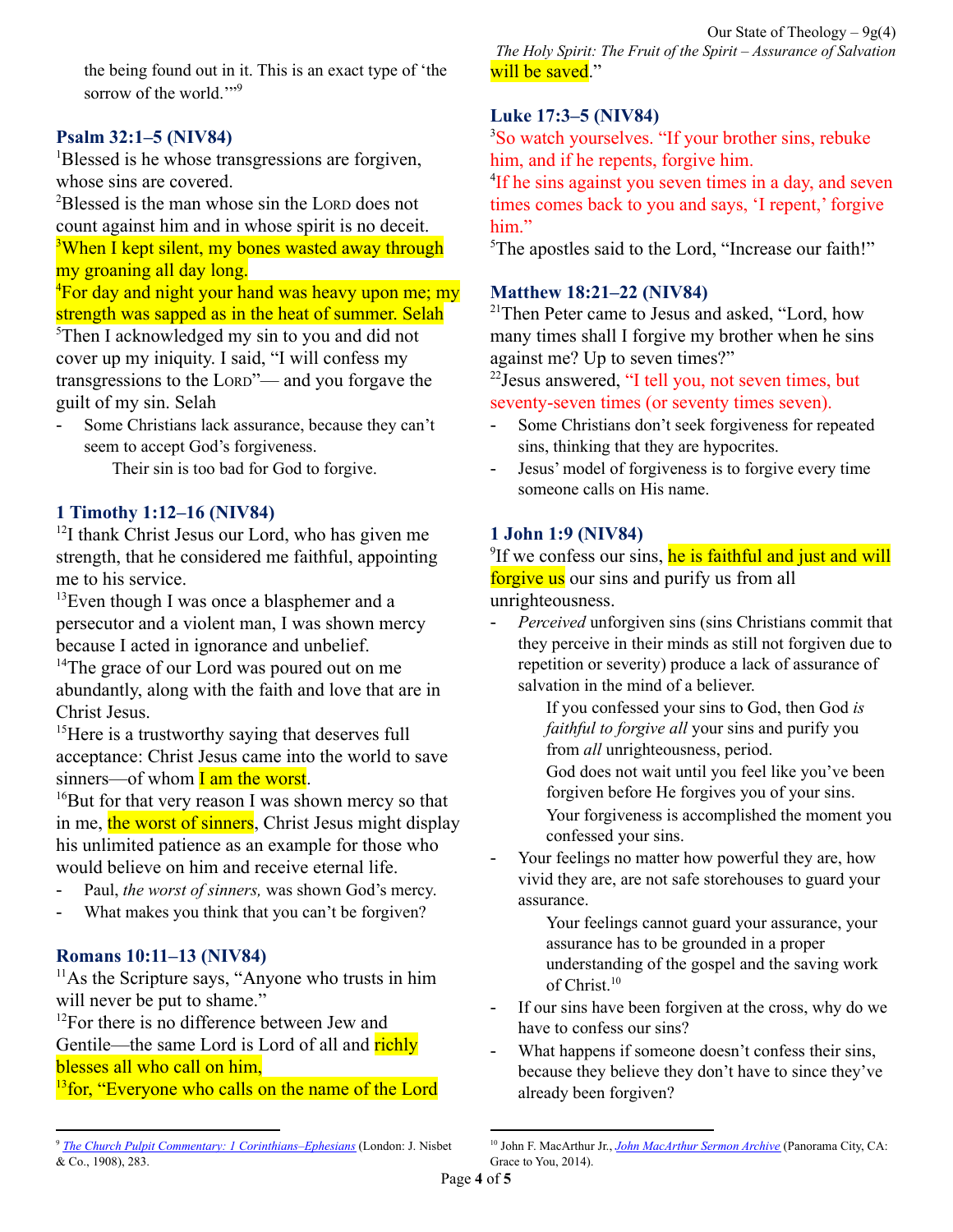the being found out in it. This is an exact type of 'the sorrow of the world.'"[9]

### Psalm 32:1–5 (NIV84)

[1]Blessed is he whose transgressions are forgiven, whose sins are covered.
[2]Blessed is the man whose sin the LORD does not count against him and in whose spirit is no deceit.
[3]When I kept silent, my bones wasted away through my groaning all day long.
[4]For day and night your hand was heavy upon me; my strength was sapped as in the heat of summer. Selah
[5]Then I acknowledged my sin to you and did not cover up my iniquity. I said, "I will confess my transgressions to the LORD"— and you forgave the guilt of my sin. Selah

- Some Christians lack assurance, because they can't seem to accept God's forgiveness.
  Their sin is too bad for God to forgive.

### 1 Timothy 1:12–16 (NIV84)

[12]I thank Christ Jesus our Lord, who has given me strength, that he considered me faithful, appointing me to his service.
[13]Even though I was once a blasphemer and a persecutor and a violent man, I was shown mercy because I acted in ignorance and unbelief.
[14]The grace of our Lord was poured out on me abundantly, along with the faith and love that are in Christ Jesus.
[15]Here is a trustworthy saying that deserves full acceptance: Christ Jesus came into the world to save sinners—of whom I am the worst.
[16]But for that very reason I was shown mercy so that in me, the worst of sinners, Christ Jesus might display his unlimited patience as an example for those who would believe on him and receive eternal life.

- Paul, *the worst of sinners,* was shown God's mercy.
- What makes you think that you can't be forgiven?

### Romans 10:11–13 (NIV84)

[11]As the Scripture says, "Anyone who trusts in him will never be put to shame."
[12]For there is no difference between Jew and Gentile—the same Lord is Lord of all and richly blesses all who call on him,
[13]for, "Everyone who calls on the name of the Lord will be saved."

### Luke 17:3–5 (NIV84)

[3]So watch yourselves. "If your brother sins, rebuke him, and if he repents, forgive him.
[4]If he sins against you seven times in a day, and seven times comes back to you and says, 'I repent,' forgive him."
[5]The apostles said to the Lord, "Increase our faith!"

### Matthew 18:21–22 (NIV84)

[21]Then Peter came to Jesus and asked, "Lord, how many times shall I forgive my brother when he sins against me? Up to seven times?"
[22]Jesus answered, "I tell you, not seven times, but seventy-seven times (or seventy times seven).

- Some Christians don't seek forgiveness for repeated sins, thinking that they are hypocrites.
- Jesus' model of forgiveness is to forgive every time someone calls on His name.

### 1 John 1:9 (NIV84)

[9]If we confess our sins, he is faithful and just and will forgive us our sins and purify us from all unrighteousness.

- *Perceived* unforgiven sins (sins Christians commit that they perceive in their minds as still not forgiven due to repetition or severity) produce a lack of assurance of salvation in the mind of a believer.
  If you confessed your sins to God, then God *is faithful to forgive all* your sins and purify you from *all* unrighteousness, period.
  God does not wait until you feel like you've been forgiven before He forgives you of your sins.
  Your forgiveness is accomplished the moment you confessed your sins.
- Your feelings no matter how powerful they are, how vivid they are, are not safe storehouses to guard your assurance.
  Your feelings cannot guard your assurance, your assurance has to be grounded in a proper understanding of the gospel and the saving work of Christ.[10]
- If our sins have been forgiven at the cross, why do we have to confess our sins?
- What happens if someone doesn't confess their sins, because they believe they don't have to since they've already been forgiven?

---

[9] *The Church Pulpit Commentary: 1 Corinthians–Ephesians* (London: J. Nisbet & Co., 1908), 283.

[10] John F. MacArthur Jr., *John MacArthur Sermon Archive* (Panorama City, CA: Grace to You, 2014).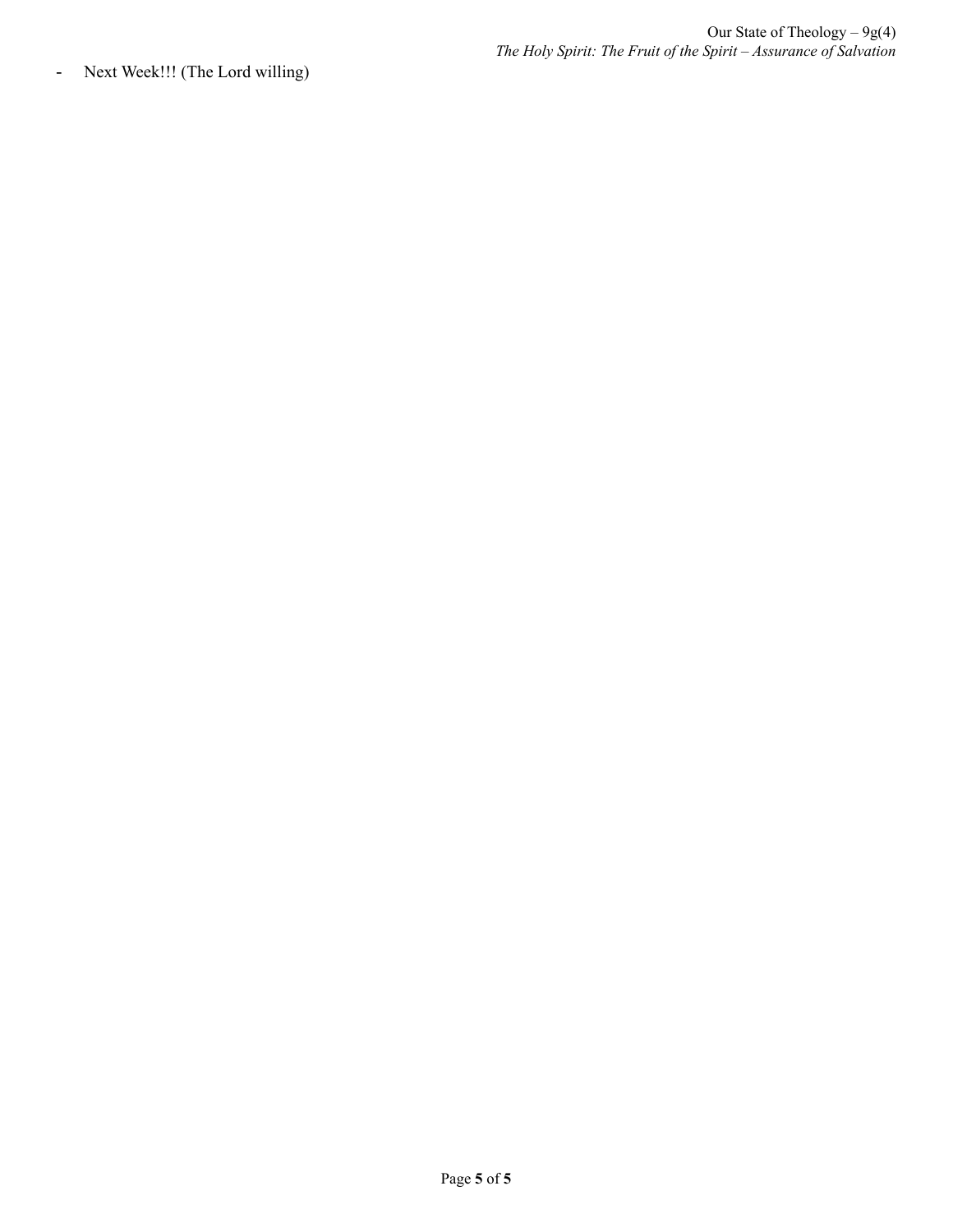- Next Week!!! (The Lord willing)